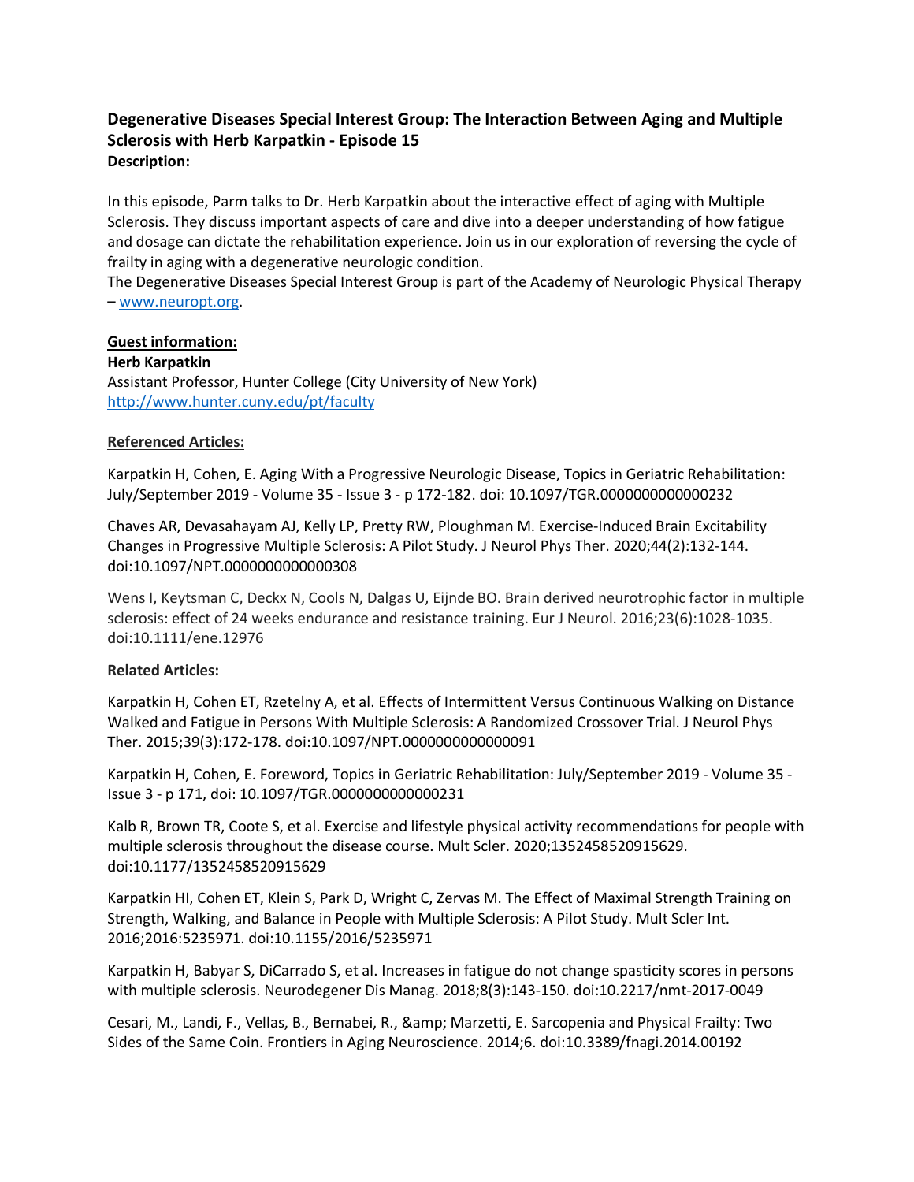## Degenerative Diseases Special Interest Group: The Interaction Between Aging and Multiple Sclerosis with Herb Karpatkin - Episode 15

**Description:**

In this episode, Parm talks to Dr. Herb Karpatkin about the interactive effect of aging with Multiple Sclerosis. They discuss important aspects of care and dive into a deeper understanding of how fatigue and dosage can dictate the rehabilitation experience. Join us in our exploration of reversing the cycle of frailty in aging with a degenerative neurologic condition.
The Degenerative Diseases Special Interest Group is part of the Academy of Neurologic Physical Therapy – www.neuropt.org.

**Guest information:**

**Herb Karpatkin**
Assistant Professor, Hunter College (City University of New York)
http://www.hunter.cuny.edu/pt/faculty

**Referenced Articles:**

Karpatkin H, Cohen, E. Aging With a Progressive Neurologic Disease, Topics in Geriatric Rehabilitation: July/September 2019 - Volume 35 - Issue 3 - p 172-182. doi: 10.1097/TGR.0000000000000232

Chaves AR, Devasahayam AJ, Kelly LP, Pretty RW, Ploughman M. Exercise-Induced Brain Excitability Changes in Progressive Multiple Sclerosis: A Pilot Study. J Neurol Phys Ther. 2020;44(2):132-144. doi:10.1097/NPT.0000000000000308

Wens I, Keytsman C, Deckx N, Cools N, Dalgas U, Eijnde BO. Brain derived neurotrophic factor in multiple sclerosis: effect of 24 weeks endurance and resistance training. Eur J Neurol. 2016;23(6):1028-1035. doi:10.1111/ene.12976

**Related Articles:**

Karpatkin H, Cohen ET, Rzetelny A, et al. Effects of Intermittent Versus Continuous Walking on Distance Walked and Fatigue in Persons With Multiple Sclerosis: A Randomized Crossover Trial. J Neurol Phys Ther. 2015;39(3):172-178. doi:10.1097/NPT.0000000000000091

Karpatkin H, Cohen, E. Foreword, Topics in Geriatric Rehabilitation: July/September 2019 - Volume 35 - Issue 3 - p 171, doi: 10.1097/TGR.0000000000000231

Kalb R, Brown TR, Coote S, et al. Exercise and lifestyle physical activity recommendations for people with multiple sclerosis throughout the disease course. Mult Scler. 2020;1352458520915629. doi:10.1177/1352458520915629

Karpatkin HI, Cohen ET, Klein S, Park D, Wright C, Zervas M. The Effect of Maximal Strength Training on Strength, Walking, and Balance in People with Multiple Sclerosis: A Pilot Study. Mult Scler Int. 2016;2016:5235971. doi:10.1155/2016/5235971

Karpatkin H, Babyar S, DiCarrado S, et al. Increases in fatigue do not change spasticity scores in persons with multiple sclerosis. Neurodegener Dis Manag. 2018;8(3):143-150. doi:10.2217/nmt-2017-0049

Cesari, M., Landi, F., Vellas, B., Bernabei, R., &amp; Marzetti, E. Sarcopenia and Physical Frailty: Two Sides of the Same Coin. Frontiers in Aging Neuroscience. 2014;6. doi:10.3389/fnagi.2014.00192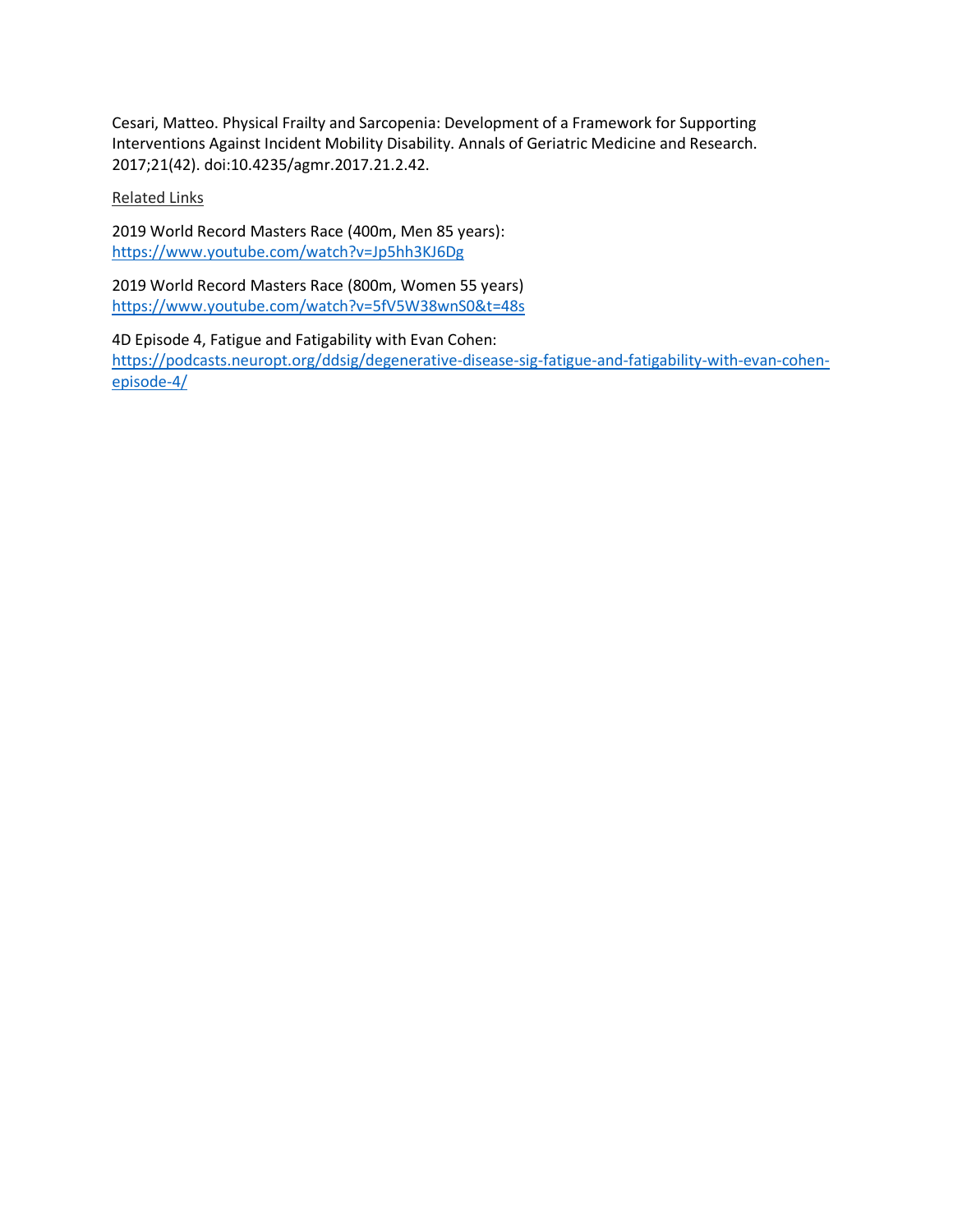Cesari, Matteo. Physical Frailty and Sarcopenia: Development of a Framework for Supporting Interventions Against Incident Mobility Disability. Annals of Geriatric Medicine and Research. 2017;21(42). doi:10.4235/agmr.2017.21.2.42.

Related Links

2019 World Record Masters Race (400m, Men 85 years):
https://www.youtube.com/watch?v=Jp5hh3KJ6Dg

2019 World Record Masters Race (800m, Women 55 years)
https://www.youtube.com/watch?v=5fV5W38wnS0&t=48s

4D Episode 4, Fatigue and Fatigability with Evan Cohen:
https://podcasts.neuropt.org/ddsig/degenerative-disease-sig-fatigue-and-fatigability-with-evan-cohen-episode-4/